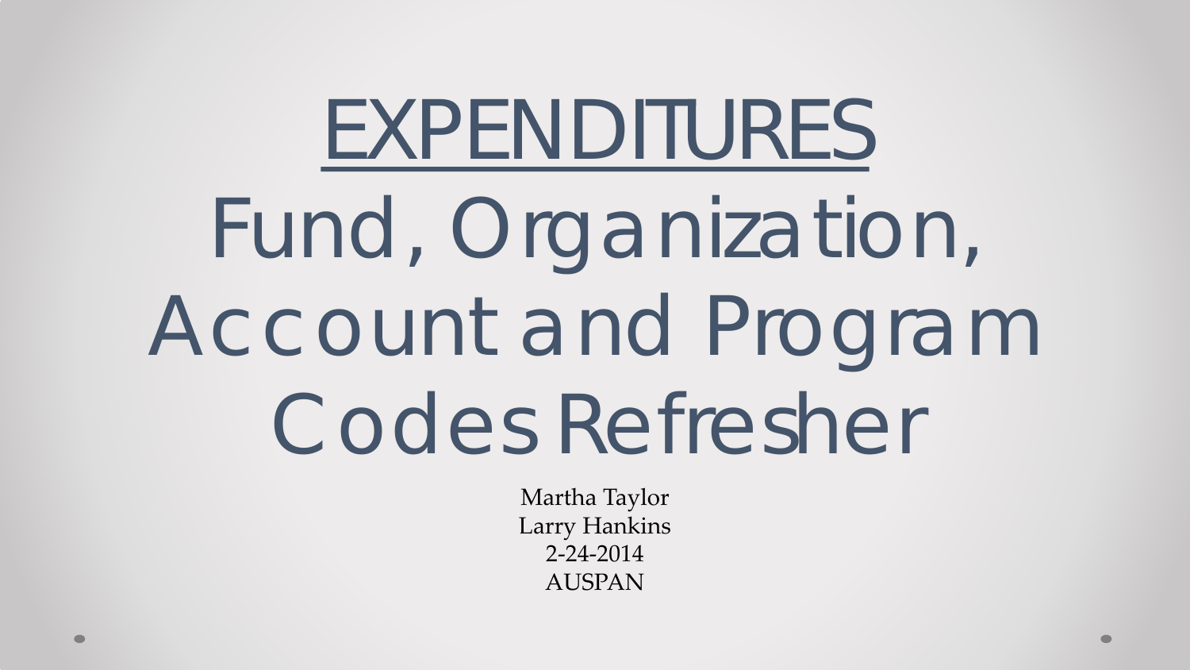# EXPENDITURES
# Fund, Organization, Account and Program Codes Refresher

Martha Taylor
Larry Hankins
2-24-2014
AUSPAN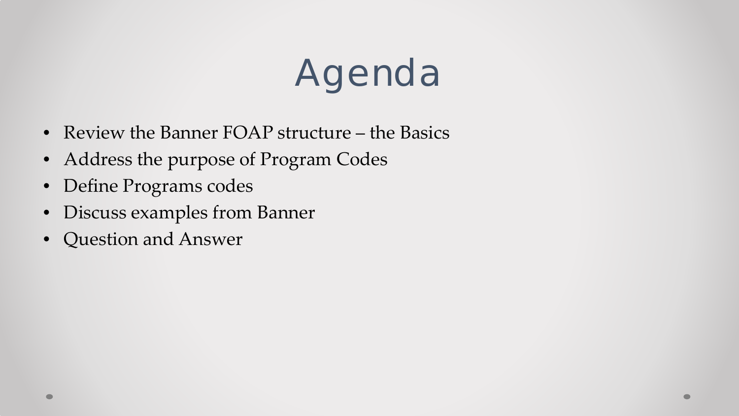# Agenda

- Review the Banner FOAP structure – the Basics
- Address the purpose of Program Codes
- Define Programs codes
- Discuss examples from Banner
- Question and Answer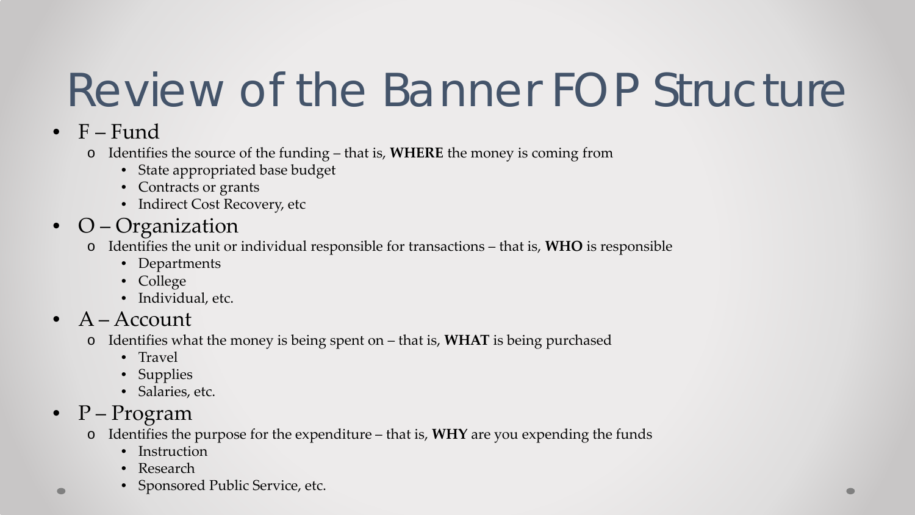# Review of the Banner FOP Structure

- F – Fund
  - Identifies the source of the funding – that is, **WHERE** the money is coming from
    - State appropriated base budget
    - Contracts or grants
    - Indirect Cost Recovery, etc
- O – Organization
  - Identifies the unit or individual responsible for transactions – that is, **WHO** is responsible
    - Departments
    - College
    - Individual, etc.
- A – Account
  - Identifies what the money is being spent on – that is, **WHAT** is being purchased
    - Travel
    - Supplies
    - Salaries, etc.
- P – Program
  - Identifies the purpose for the expenditure – that is, **WHY** are you expending the funds
    - Instruction
    - Research
    - Sponsored Public Service, etc.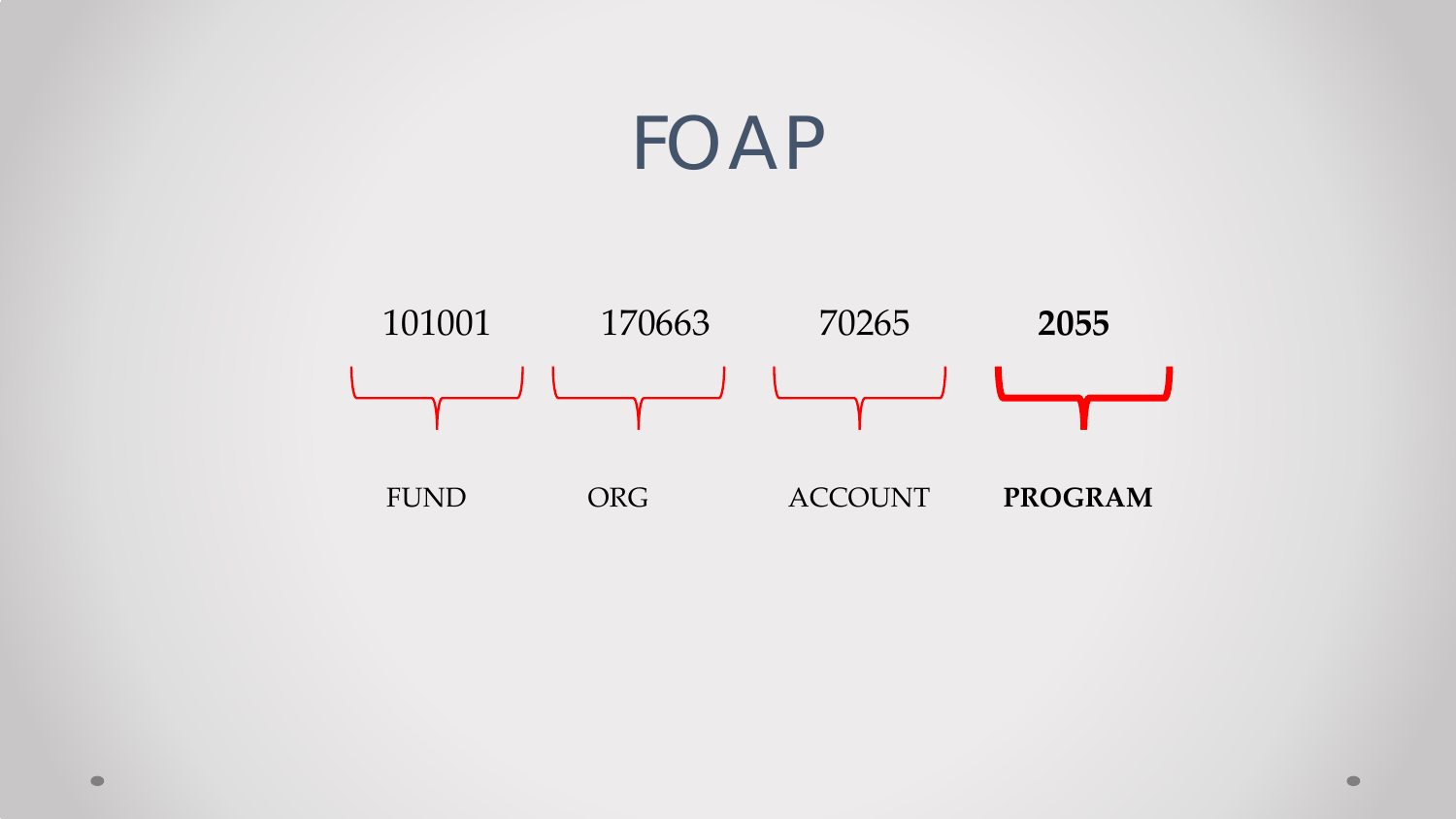# FOAP

| 101001 | 170663 | 70265 | **2055** |
|---|---|---|---|
| FUND | ORG | ACCOUNT | **PROGRAM** |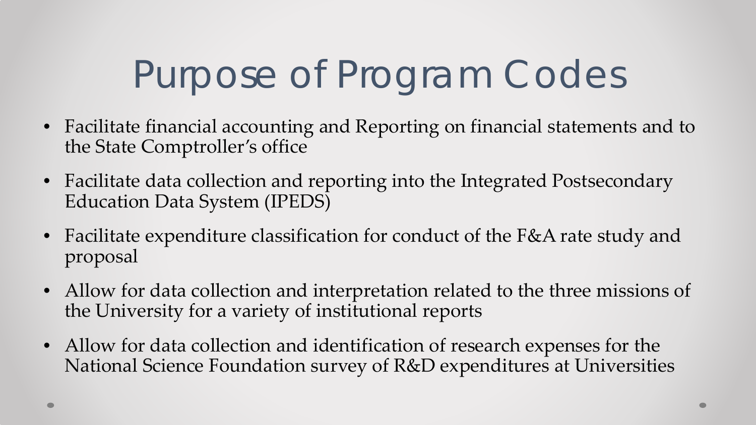# Purpose of Program Codes

- Facilitate financial accounting and Reporting on financial statements and to the State Comptroller's office
- Facilitate data collection and reporting into the Integrated Postsecondary Education Data System (IPEDS)
- Facilitate expenditure classification for conduct of the F&A rate study and proposal
- Allow for data collection and interpretation related to the three missions of the University for a variety of institutional reports
- Allow for data collection and identification of research expenses for the National Science Foundation survey of R&D expenditures at Universities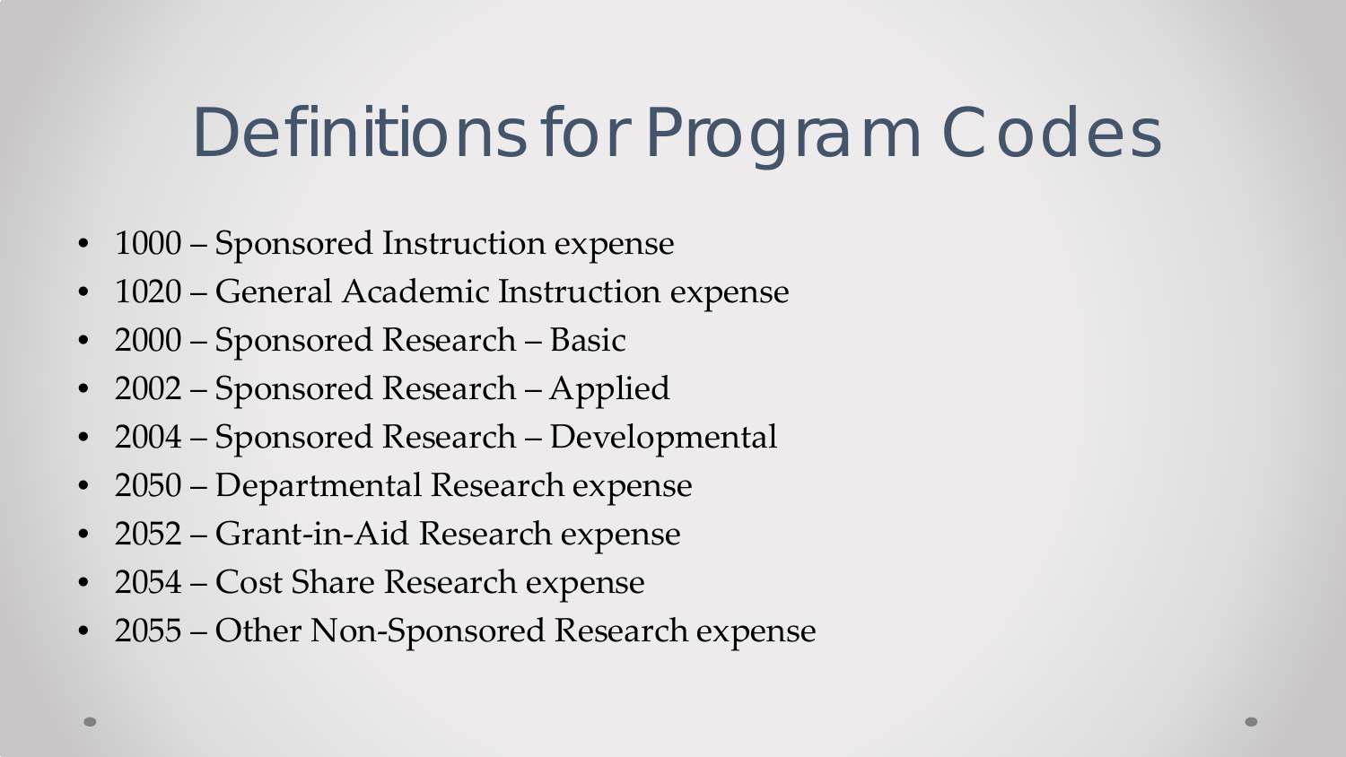# Definitions for Program Codes

- 1000 – Sponsored Instruction expense
- 1020 – General Academic Instruction expense
- 2000 – Sponsored Research – Basic
- 2002 – Sponsored Research – Applied
- 2004 – Sponsored Research – Developmental
- 2050 – Departmental Research expense
- 2052 – Grant-in-Aid Research expense
- 2054 – Cost Share Research expense
- 2055 – Other Non-Sponsored Research expense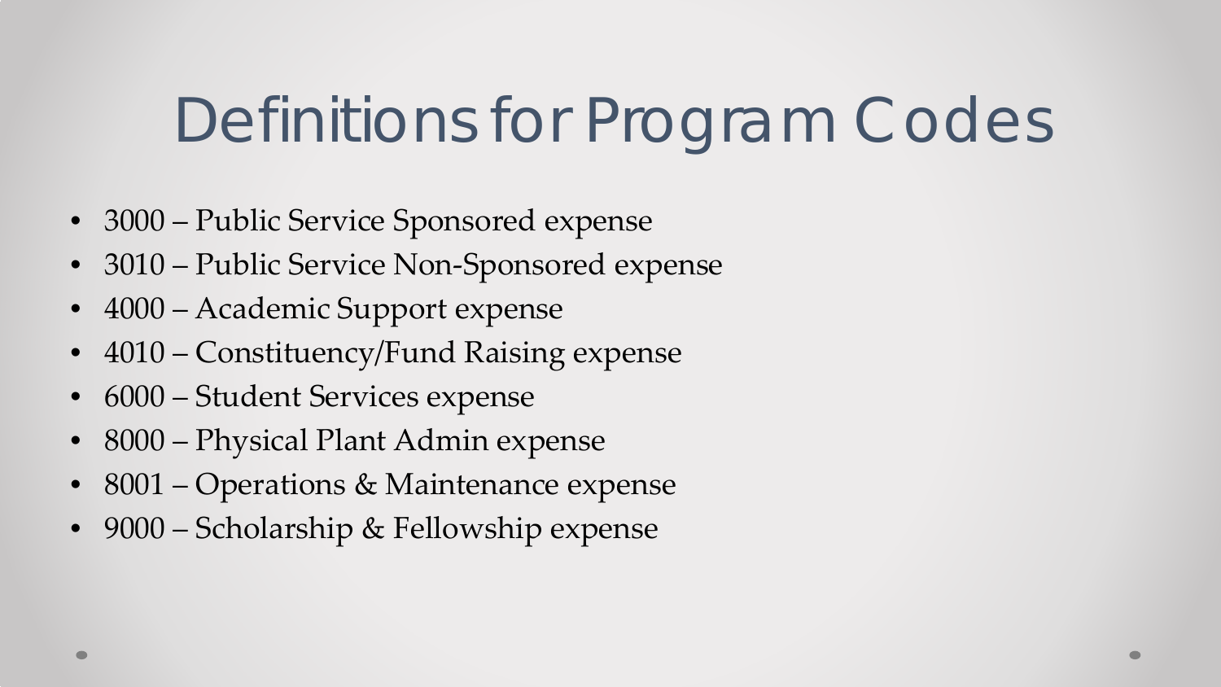# Definitions for Program Codes

- 3000 – Public Service Sponsored expense
- 3010 – Public Service Non-Sponsored expense
- 4000 – Academic Support expense
- 4010 – Constituency/Fund Raising expense
- 6000 – Student Services expense
- 8000 – Physical Plant Admin expense
- 8001 – Operations & Maintenance expense
- 9000 – Scholarship & Fellowship expense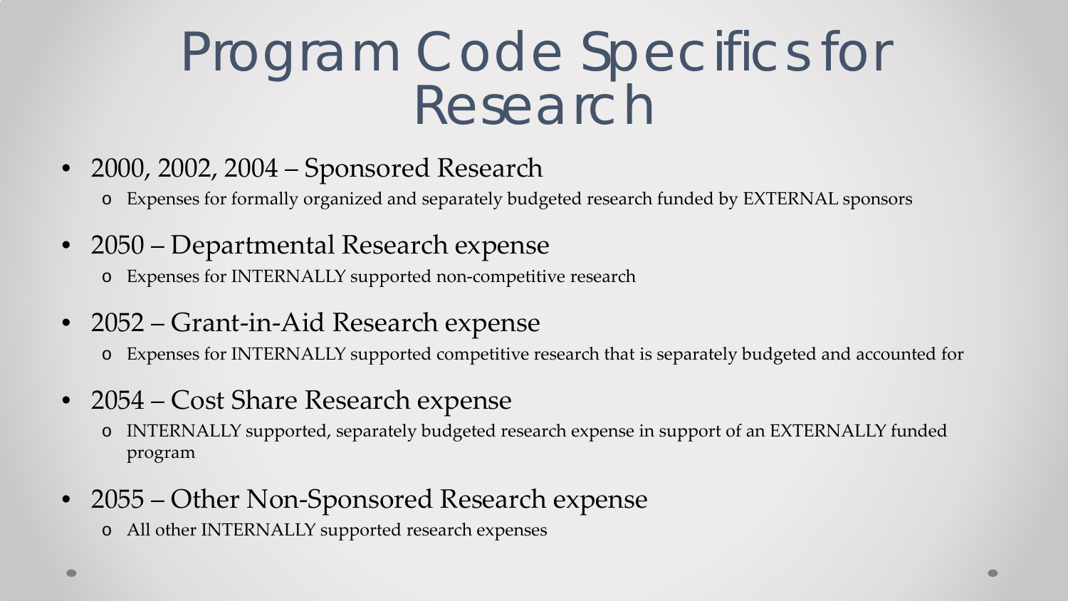# Program Code Specifics for Research

- 2000, 2002, 2004 – Sponsored Research
  - Expenses for formally organized and separately budgeted research funded by EXTERNAL sponsors
- 2050 – Departmental Research expense
  - Expenses for INTERNALLY supported non-competitive research
- 2052 – Grant-in-Aid Research expense
  - Expenses for INTERNALLY supported competitive research that is separately budgeted and accounted for
- 2054 – Cost Share Research expense
  - INTERNALLY supported, separately budgeted research expense in support of an EXTERNALLY funded program
- 2055 – Other Non-Sponsored Research expense
  - All other INTERNALLY supported research expenses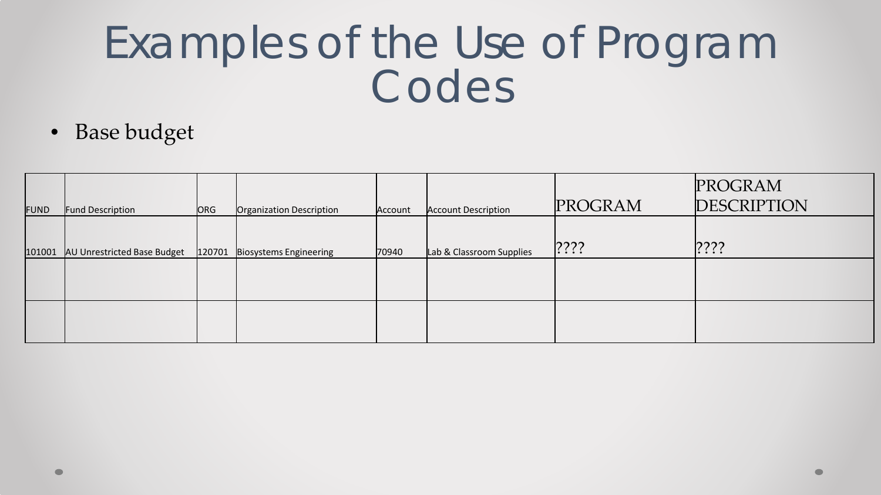# Examples of the Use of Program Codes

- Base budget

| FUND | Fund Description | ORG | Organization Description | Account | Account Description | PROGRAM | PROGRAM DESCRIPTION |
|---|---|---|---|---|---|---|---|
| 101001 | AU Unrestricted Base Budget | 120701 | Biosystems Engineering | 70940 | Lab & Classroom Supplies | ???? | ???? |
| | | | | | | | |
| | | | | | | | |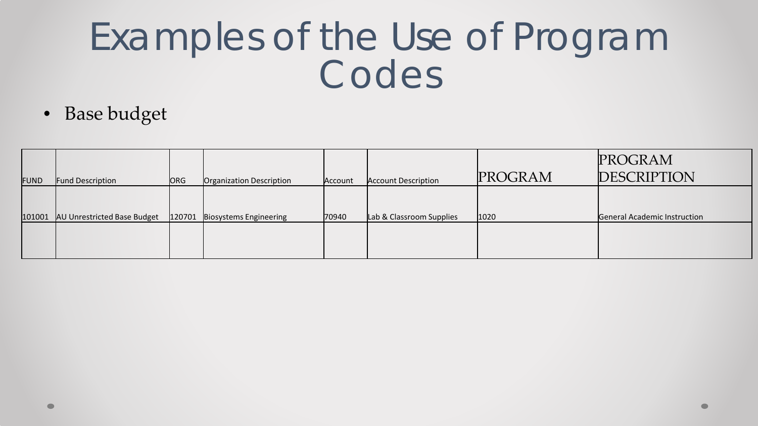# Examples of the Use of Program Codes

- Base budget

| FUND | Fund Description | ORG | Organization Description | Account | Account Description | PROGRAM | PROGRAM DESCRIPTION |
|---|---|---|---|---|---|---|---|
| 101001 | AU Unrestricted Base Budget | 120701 | Biosystems Engineering | 70940 | Lab & Classroom Supplies | 1020 | General Academic Instruction |
| | | | | | | | |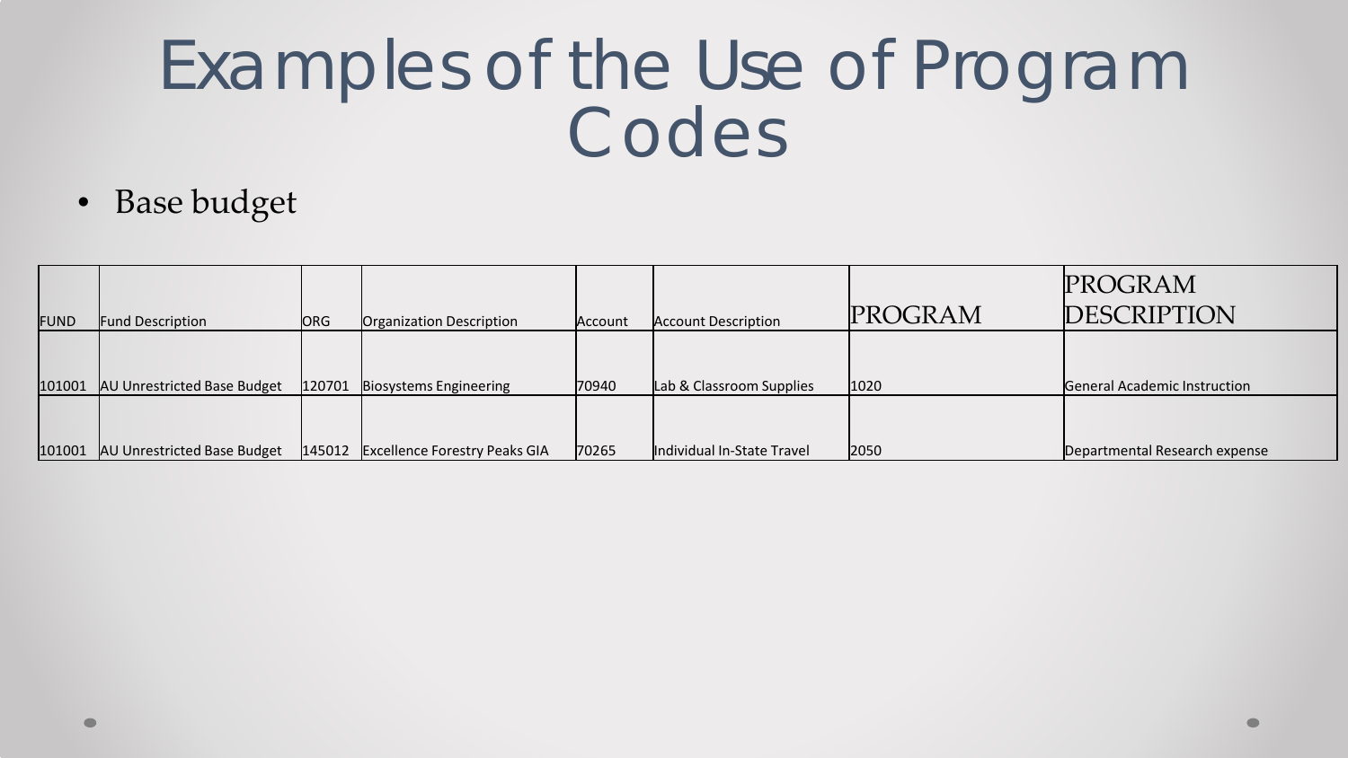# Examples of the Use of Program Codes

- Base budget

| FUND | Fund Description | ORG | Organization Description | Account | Account Description | PROGRAM | PROGRAM DESCRIPTION |
|---|---|---|---|---|---|---|---|
| 101001 | AU Unrestricted Base Budget | 120701 | Biosystems Engineering | 70940 | Lab & Classroom Supplies | 1020 | General Academic Instruction |
| 101001 | AU Unrestricted Base Budget | 145012 | Excellence Forestry Peaks GIA | 70265 | Individual In-State Travel | 2050 | Departmental Research expense |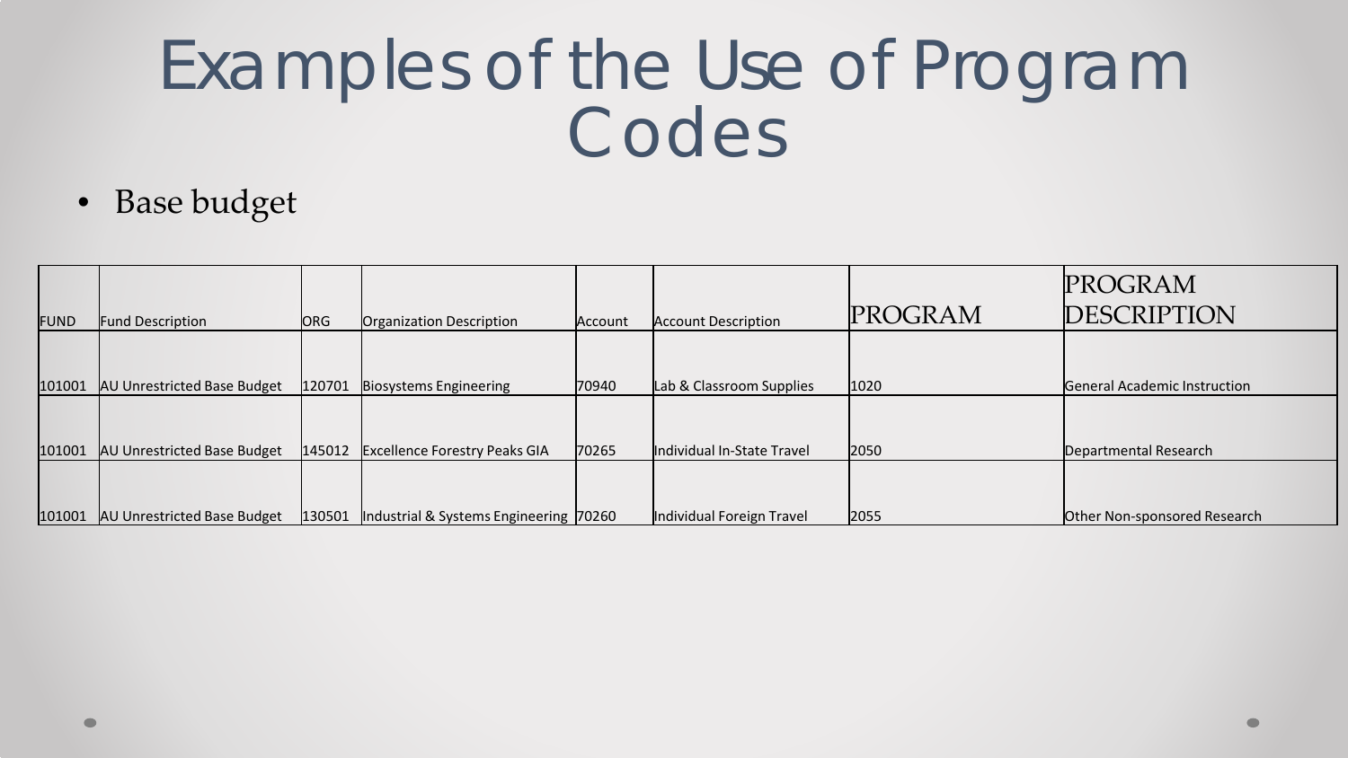# Examples of the Use of Program Codes

- Base budget

| FUND | Fund Description | ORG | Organization Description | Account | Account Description | PROGRAM | PROGRAM DESCRIPTION |
|---|---|---|---|---|---|---|---|
| 101001 | AU Unrestricted Base Budget | 120701 | Biosystems Engineering | 70940 | Lab & Classroom Supplies | 1020 | General Academic Instruction |
| 101001 | AU Unrestricted Base Budget | 145012 | Excellence Forestry Peaks GIA | 70265 | Individual In-State Travel | 2050 | Departmental Research |
| 101001 | AU Unrestricted Base Budget | 130501 | Industrial & Systems Engineering | 70260 | Individual Foreign Travel | 2055 | Other Non-sponsored Research |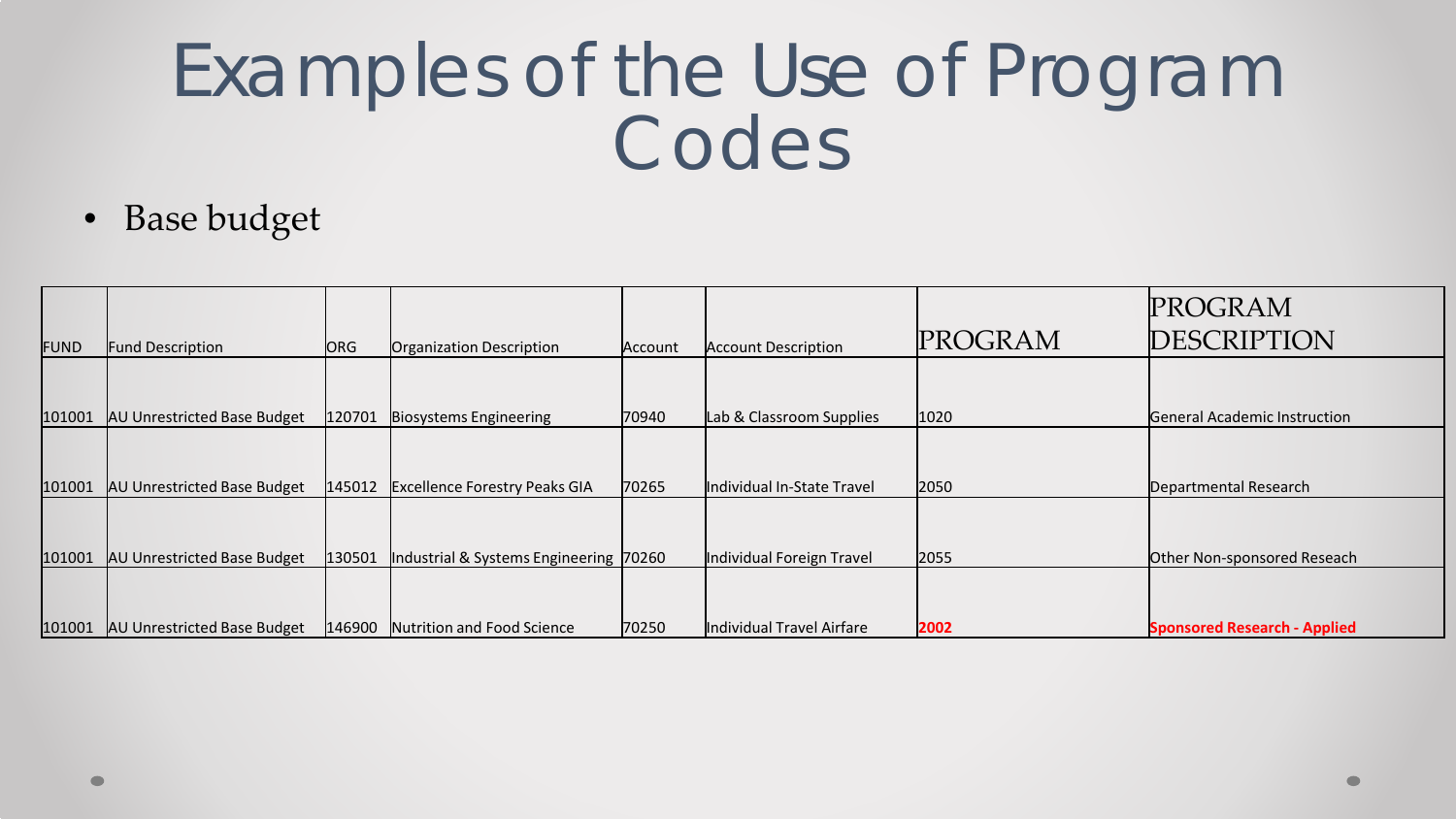# Examples of the Use of Program Codes

- Base budget

| FUND | Fund Description | ORG | Organization Description | Account | Account Description | PROGRAM | PROGRAM DESCRIPTION |
|---|---|---|---|---|---|---|---|
| 101001 | AU Unrestricted Base Budget | 120701 | Biosystems Engineering | 70940 | Lab & Classroom Supplies | 1020 | General Academic Instruction |
| 101001 | AU Unrestricted Base Budget | 145012 | Excellence Forestry Peaks GIA | 70265 | Individual In-State Travel | 2050 | Departmental Research |
| 101001 | AU Unrestricted Base Budget | 130501 | Industrial & Systems Engineering | 70260 | Individual Foreign Travel | 2055 | Other Non-sponsored Reseach |
| 101001 | AU Unrestricted Base Budget | 146900 | Nutrition and Food Science | 70250 | Individual Travel Airfare | **2002** | **Sponsored Research - Applied** |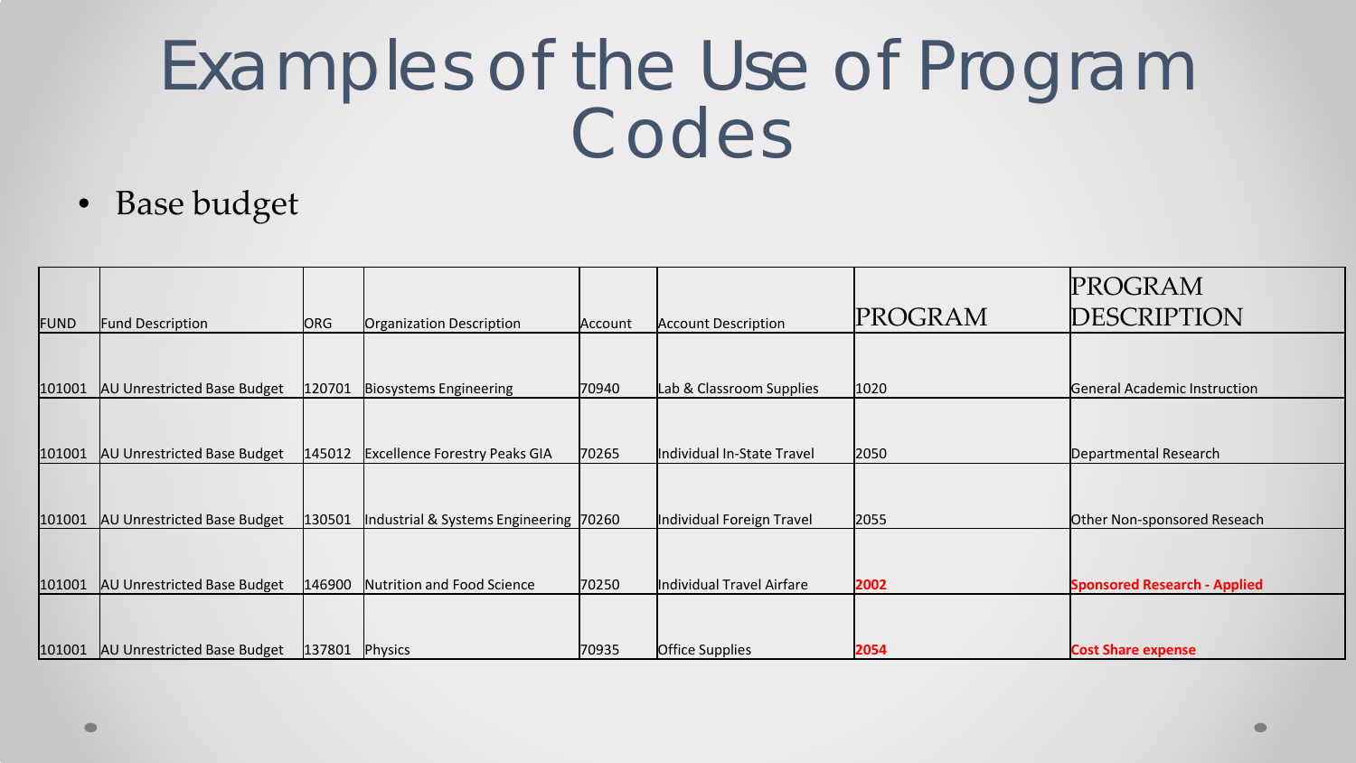# Examples of the Use of Program Codes

- Base budget

| FUND | Fund Description | ORG | Organization Description | Account | Account Description | PROGRAM | PROGRAM DESCRIPTION |
|---|---|---|---|---|---|---|---|
| 101001 | AU Unrestricted Base Budget | 120701 | Biosystems Engineering | 70940 | Lab & Classroom Supplies | 1020 | General Academic Instruction |
| 101001 | AU Unrestricted Base Budget | 145012 | Excellence Forestry Peaks GIA | 70265 | Individual In-State Travel | 2050 | Departmental Research |
| 101001 | AU Unrestricted Base Budget | 130501 | Industrial & Systems Engineering | 70260 | Individual Foreign Travel | 2055 | Other Non-sponsored Reseach |
| 101001 | AU Unrestricted Base Budget | 146900 | Nutrition and Food Science | 70250 | Individual Travel Airfare | **2002** | **Sponsored Research - Applied** |
| 101001 | AU Unrestricted Base Budget | 137801 | Physics | 70935 | Office Supplies | **2054** | **Cost Share expense** |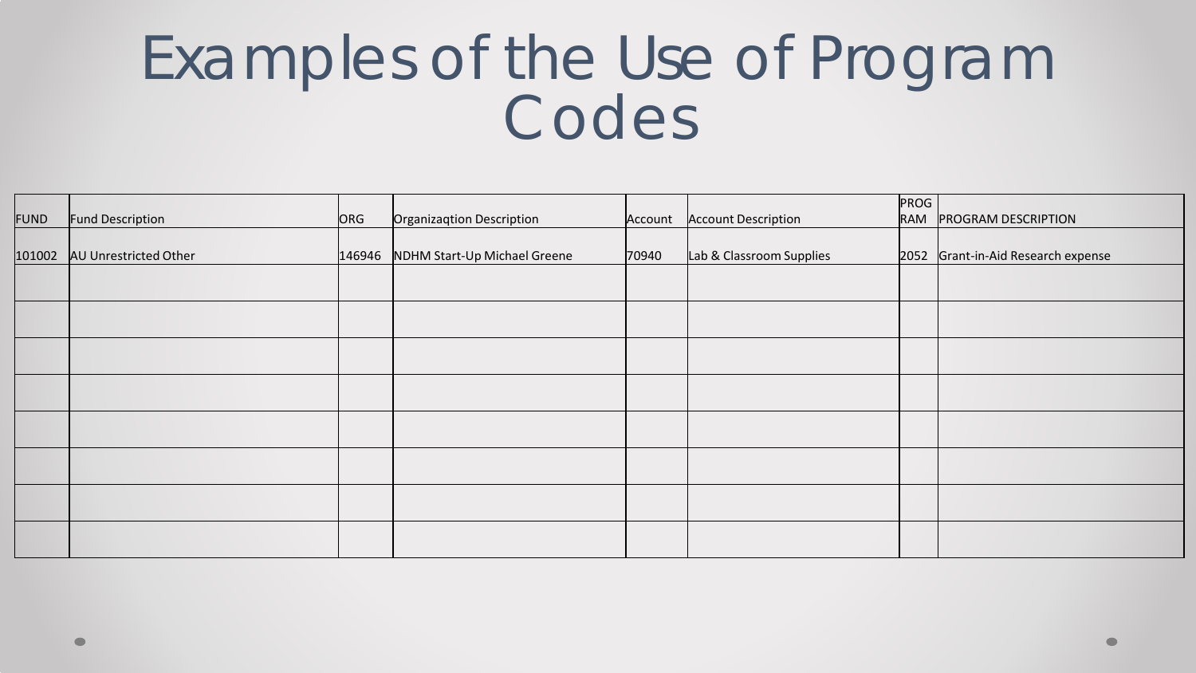# Examples of the Use of Program Codes

| FUND | Fund Description | ORG | Organizaqtion Description | Account | Account Description | PROG RAM | PROGRAM DESCRIPTION |
|---|---|---|---|---|---|---|---|
| 101002 | AU Unrestricted Other | 146946 | NDHM Start-Up Michael Greene | 70940 | Lab & Classroom Supplies | 2052 | Grant-in-Aid Research expense |
| | | | | | | | |
| | | | | | | | |
| | | | | | | | |
| | | | | | | | |
| | | | | | | | |
| | | | | | | | |
| | | | | | | | |
| | | | | | | | |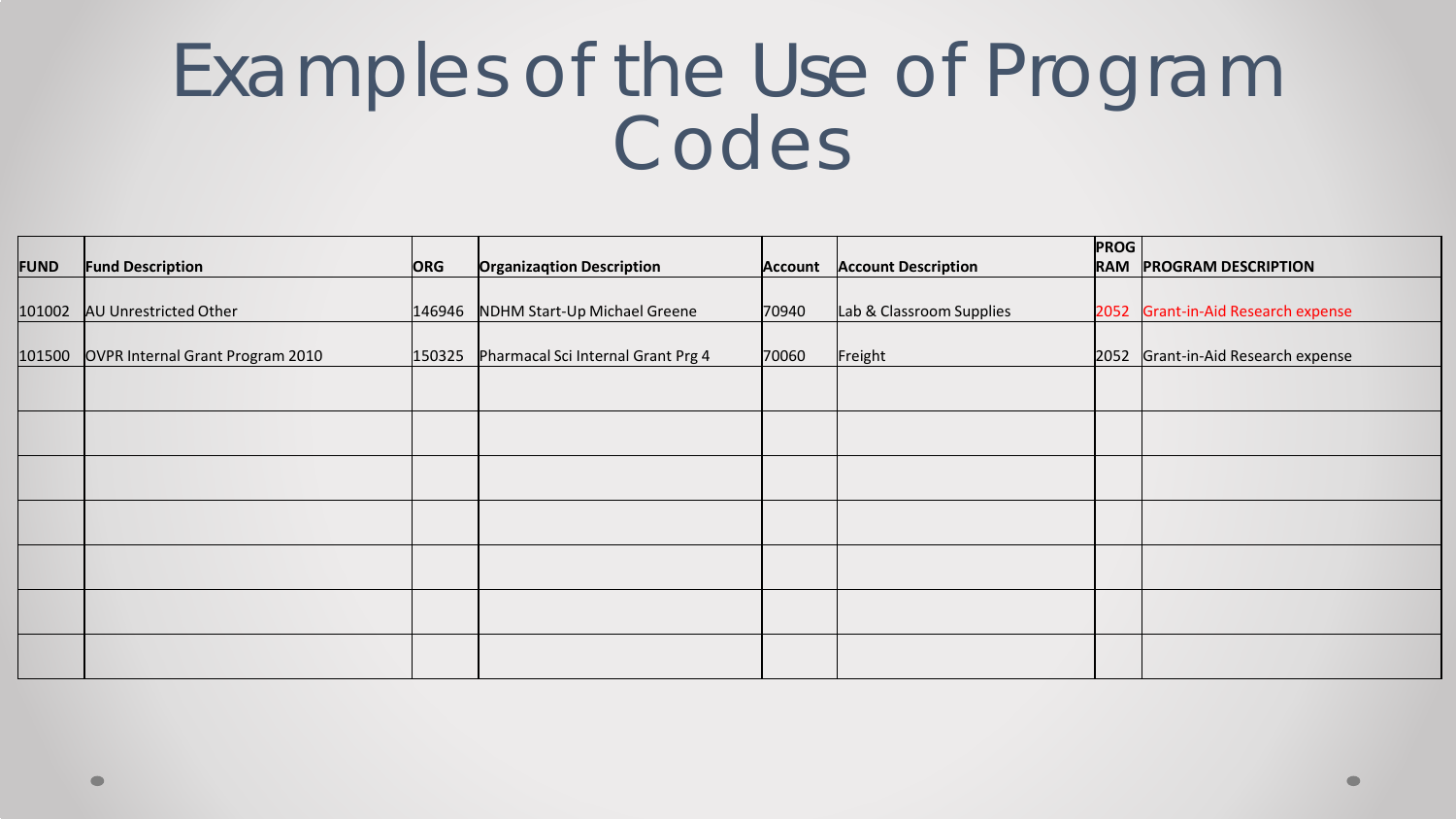# Examples of the Use of Program Codes

| FUND | Fund Description | ORG | Organizaqtion Description | Account | Account Description | PROGRAM | PROGRAM DESCRIPTION |
|---|---|---|---|---|---|---|---|
| 101002 | AU Unrestricted Other | 146946 | NDHM Start-Up Michael Greene | 70940 | Lab & Classroom Supplies | 2052 | Grant-in-Aid Research expense |
| 101500 | OVPR Internal Grant Program 2010 | 150325 | Pharmacal Sci Internal Grant Prg 4 | 70060 | Freight | 2052 | Grant-in-Aid Research expense |
| | | | | | | | |
| | | | | | | | |
| | | | | | | | |
| | | | | | | | |
| | | | | | | | |
| | | | | | | | |
| | | | | | | | |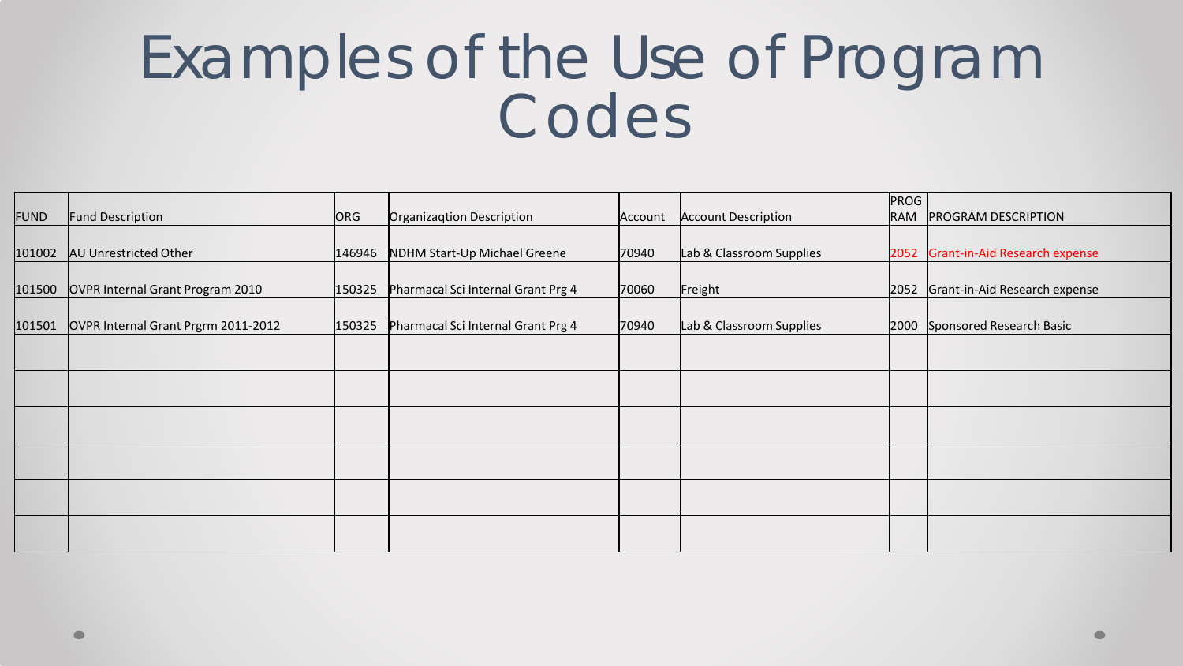# Examples of the Use of Program Codes

| FUND | Fund Description | ORG | Organizaqtion Description | Account | Account Description | PROGRAM | PROGRAM DESCRIPTION |
|---|---|---|---|---|---|---|---|
| 101002 | AU Unrestricted Other | 146946 | NDHM Start-Up Michael Greene | 70940 | Lab & Classroom Supplies | 2052 | Grant-in-Aid Research expense |
| 101500 | OVPR Internal Grant Program 2010 | 150325 | Pharmacal Sci Internal Grant Prg 4 | 70060 | Freight | 2052 | Grant-in-Aid Research expense |
| 101501 | OVPR Internal Grant Prgrm 2011-2012 | 150325 | Pharmacal Sci Internal Grant Prg 4 | 70940 | Lab & Classroom Supplies | 2000 | Sponsored Research Basic |
| | | | | | | | |
| | | | | | | | |
| | | | | | | | |
| | | | | | | | |
| | | | | | | | |
| | | | | | | | |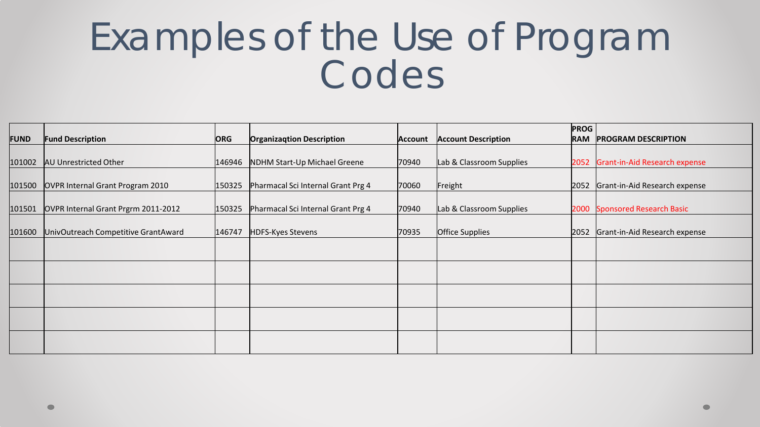# Examples of the Use of Program Codes

| FUND | Fund Description | ORG | Organizaqtion Description | Account | Account Description | PROG RAM | PROGRAM DESCRIPTION |
|---|---|---|---|---|---|---|---|
| 101002 | AU Unrestricted Other | 146946 | NDHM Start-Up Michael Greene | 70940 | Lab & Classroom Supplies | 2052 | Grant-in-Aid Research expense |
| 101500 | OVPR Internal Grant Program 2010 | 150325 | Pharmacal Sci Internal Grant Prg 4 | 70060 | Freight | 2052 | Grant-in-Aid Research expense |
| 101501 | OVPR Internal Grant Prgrm 2011-2012 | 150325 | Pharmacal Sci Internal Grant Prg 4 | 70940 | Lab & Classroom Supplies | 2000 | Sponsored Research Basic |
| 101600 | UnivOutreach Competitive GrantAward | 146747 | HDFS-Kyes Stevens | 70935 | Office Supplies | 2052 | Grant-in-Aid Research expense |
| | | | | | | | |
| | | | | | | | |
| | | | | | | | |
| | | | | | | | |
| | | | | | | | |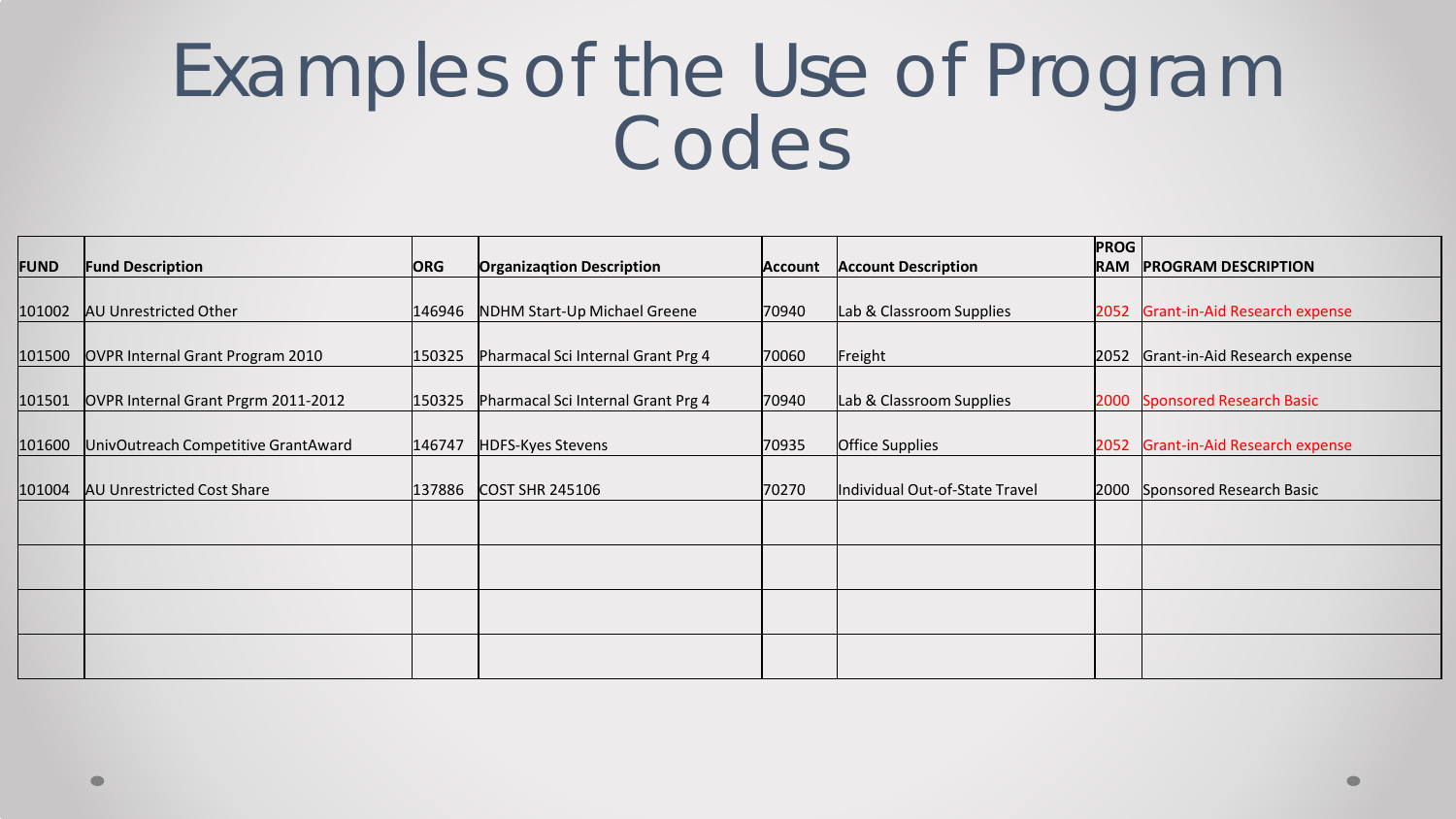# Examples of the Use of Program Codes

| FUND | Fund Description | ORG | Organizaqtion Description | Account | Account Description | PROGRAM | PROGRAM DESCRIPTION |
|---|---|---|---|---|---|---|---|
| 101002 | AU Unrestricted Other | 146946 | NDHM Start-Up Michael Greene | 70940 | Lab & Classroom Supplies | 2052 | Grant-in-Aid Research expense |
| 101500 | OVPR Internal Grant Program 2010 | 150325 | Pharmacal Sci Internal Grant Prg 4 | 70060 | Freight | 2052 | Grant-in-Aid Research expense |
| 101501 | OVPR Internal Grant Prgrm 2011-2012 | 150325 | Pharmacal Sci Internal Grant Prg 4 | 70940 | Lab & Classroom Supplies | 2000 | Sponsored Research Basic |
| 101600 | UnivOutreach Competitive GrantAward | 146747 | HDFS-Kyes Stevens | 70935 | Office Supplies | 2052 | Grant-in-Aid Research expense |
| 101004 | AU Unrestricted Cost Share | 137886 | COST SHR 245106 | 70270 | Individual Out-of-State Travel | 2000 | Sponsored Research Basic |
| | | | | | | | |
| | | | | | | | |
| | | | | | | | |
| | | | | | | | |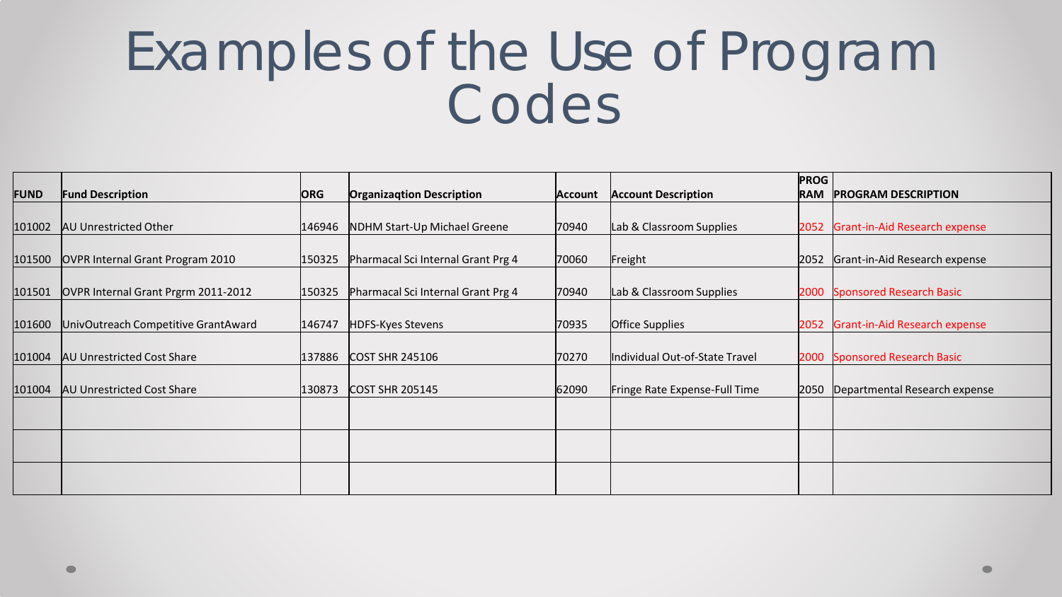# Examples of the Use of Program Codes

| FUND | Fund Description | ORG | Organizaqtion Description | Account | Account Description | PROGRAM | PROGRAM DESCRIPTION |
|---|---|---|---|---|---|---|---|
| 101002 | AU Unrestricted Other | 146946 | NDHM Start-Up Michael Greene | 70940 | Lab & Classroom Supplies | 2052 | Grant-in-Aid Research expense |
| 101500 | OVPR Internal Grant Program 2010 | 150325 | Pharmacal Sci Internal Grant Prg 4 | 70060 | Freight | 2052 | Grant-in-Aid Research expense |
| 101501 | OVPR Internal Grant Prgrm 2011-2012 | 150325 | Pharmacal Sci Internal Grant Prg 4 | 70940 | Lab & Classroom Supplies | 2000 | Sponsored Research Basic |
| 101600 | UnivOutreach Competitive GrantAward | 146747 | HDFS-Kyes Stevens | 70935 | Office Supplies | 2052 | Grant-in-Aid Research expense |
| 101004 | AU Unrestricted Cost Share | 137886 | COST SHR 245106 | 70270 | Individual Out-of-State Travel | 2000 | Sponsored Research Basic |
| 101004 | AU Unrestricted Cost Share | 130873 | COST SHR 205145 | 62090 | Fringe Rate Expense-Full Time | 2050 | Departmental Research expense |
| | | | | | | | |
| | | | | | | | |
| | | | | | | | |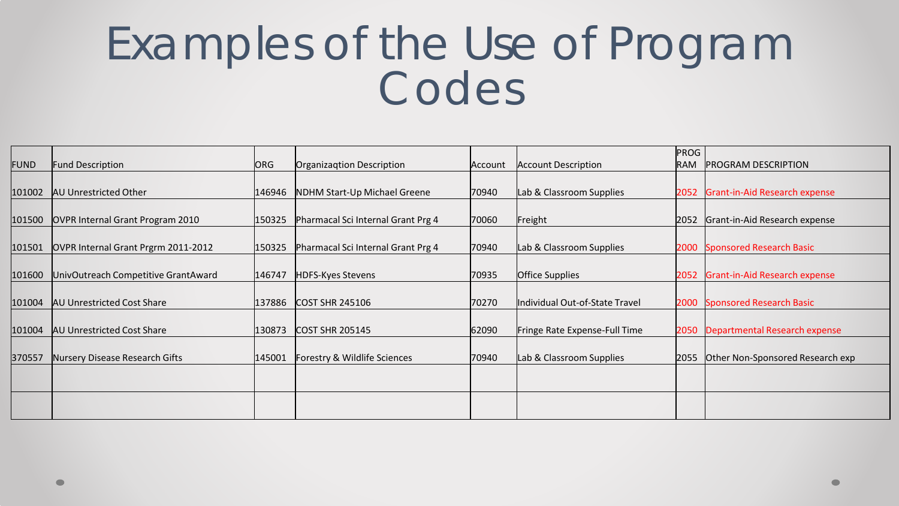# Examples of the Use of Program Codes

| FUND | Fund Description | ORG | Organizaqtion Description | Account | Account Description | PROGRAM | PROGRAM DESCRIPTION |
|---|---|---|---|---|---|---|---|
| 101002 | AU Unrestricted Other | 146946 | NDHM Start-Up Michael Greene | 70940 | Lab & Classroom Supplies | 2052 | Grant-in-Aid Research expense |
| 101500 | OVPR Internal Grant Program 2010 | 150325 | Pharmacal Sci Internal Grant Prg 4 | 70060 | Freight | 2052 | Grant-in-Aid Research expense |
| 101501 | OVPR Internal Grant Prgrm 2011-2012 | 150325 | Pharmacal Sci Internal Grant Prg 4 | 70940 | Lab & Classroom Supplies | 2000 | Sponsored Research Basic |
| 101600 | UnivOutreach Competitive GrantAward | 146747 | HDFS-Kyes Stevens | 70935 | Office Supplies | 2052 | Grant-in-Aid Research expense |
| 101004 | AU Unrestricted Cost Share | 137886 | COST SHR 245106 | 70270 | Individual Out-of-State Travel | 2000 | Sponsored Research Basic |
| 101004 | AU Unrestricted Cost Share | 130873 | COST SHR 205145 | 62090 | Fringe Rate Expense-Full Time | 2050 | Departmental Research expense |
| 370557 | Nursery Disease Research Gifts | 145001 | Forestry & Wildlife Sciences | 70940 | Lab & Classroom Supplies | 2055 | Other Non-Sponsored Research exp |
| | | | | | | | |
| | | | | | | | |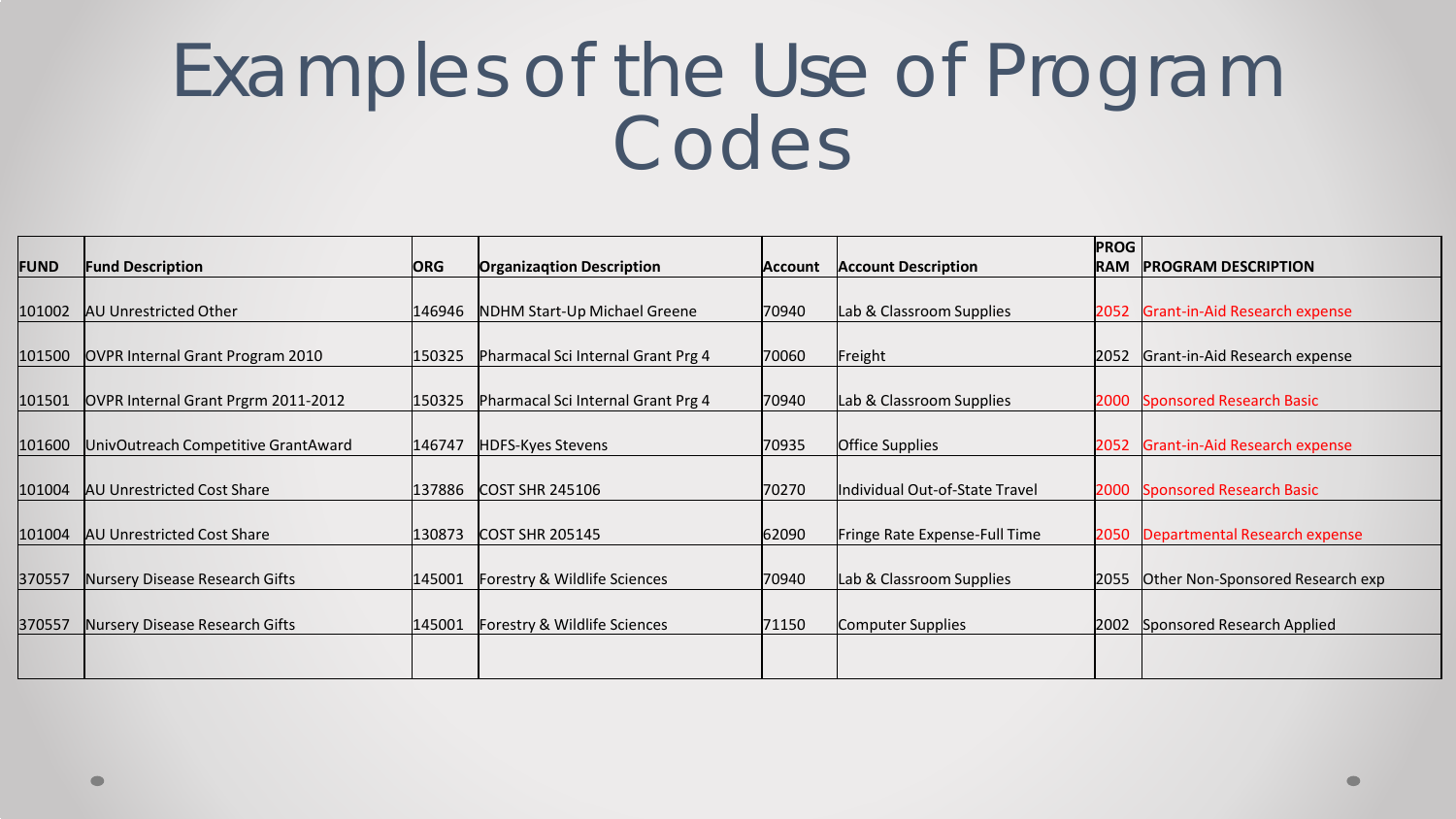# Examples of the Use of Program Codes

| FUND | Fund Description | ORG | Organizaqtion Description | Account | Account Description | PROG RAM | PROGRAM DESCRIPTION |
|---|---|---|---|---|---|---|---|
| 101002 | AU Unrestricted Other | 146946 | NDHM Start-Up Michael Greene | 70940 | Lab & Classroom Supplies | 2052 | Grant-in-Aid Research expense |
| 101500 | OVPR Internal Grant Program 2010 | 150325 | Pharmacal Sci Internal Grant Prg 4 | 70060 | Freight | 2052 | Grant-in-Aid Research expense |
| 101501 | OVPR Internal Grant Prgrm 2011-2012 | 150325 | Pharmacal Sci Internal Grant Prg 4 | 70940 | Lab & Classroom Supplies | 2000 | Sponsored Research Basic |
| 101600 | UnivOutreach Competitive GrantAward | 146747 | HDFS-Kyes Stevens | 70935 | Office Supplies | 2052 | Grant-in-Aid Research expense |
| 101004 | AU Unrestricted Cost Share | 137886 | COST SHR 245106 | 70270 | Individual Out-of-State Travel | 2000 | Sponsored Research Basic |
| 101004 | AU Unrestricted Cost Share | 130873 | COST SHR 205145 | 62090 | Fringe Rate Expense-Full Time | 2050 | Departmental Research expense |
| 370557 | Nursery Disease Research Gifts | 145001 | Forestry & Wildlife Sciences | 70940 | Lab & Classroom Supplies | 2055 | Other Non-Sponsored Research exp |
| 370557 | Nursery Disease Research Gifts | 145001 | Forestry & Wildlife Sciences | 71150 | Computer Supplies | 2002 | Sponsored Research Applied |
| | | | | | | | |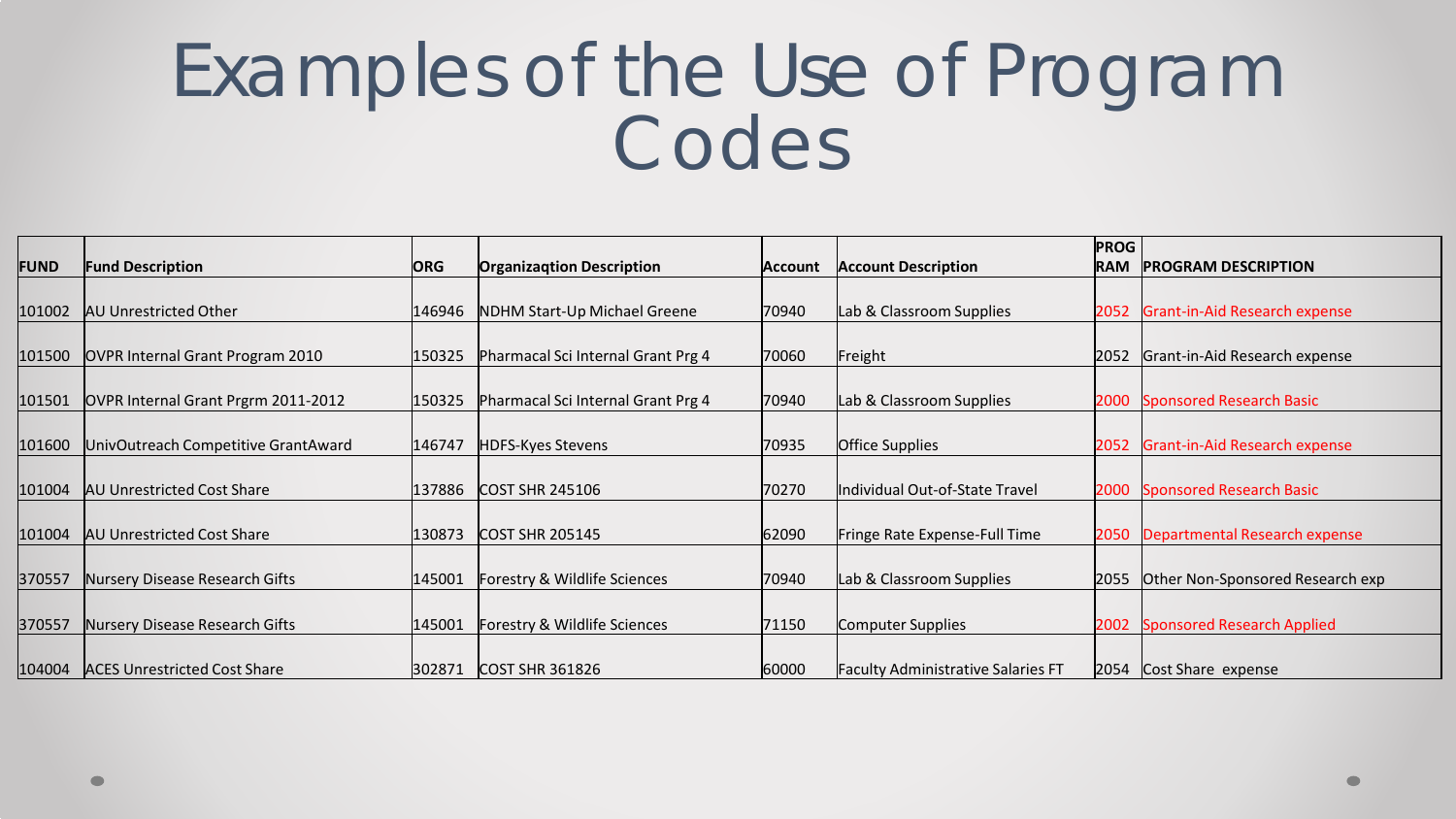# Examples of the Use of Program Codes

| FUND | Fund Description | ORG | Organizaqtion Description | Account | Account Description | PROGRAM | PROGRAM DESCRIPTION |
|---|---|---|---|---|---|---|---|
| 101002 | AU Unrestricted Other | 146946 | NDHM Start-Up Michael Greene | 70940 | Lab & Classroom Supplies | 2052 | Grant-in-Aid Research expense |
| 101500 | OVPR Internal Grant Program 2010 | 150325 | Pharmacal Sci Internal Grant Prg 4 | 70060 | Freight | 2052 | Grant-in-Aid Research expense |
| 101501 | OVPR Internal Grant Prgrm 2011-2012 | 150325 | Pharmacal Sci Internal Grant Prg 4 | 70940 | Lab & Classroom Supplies | 2000 | Sponsored Research Basic |
| 101600 | UnivOutreach Competitive GrantAward | 146747 | HDFS-Kyes Stevens | 70935 | Office Supplies | 2052 | Grant-in-Aid Research expense |
| 101004 | AU Unrestricted Cost Share | 137886 | COST SHR 245106 | 70270 | Individual Out-of-State Travel | 2000 | Sponsored Research Basic |
| 101004 | AU Unrestricted Cost Share | 130873 | COST SHR 205145 | 62090 | Fringe Rate Expense-Full Time | 2050 | Departmental Research expense |
| 370557 | Nursery Disease Research Gifts | 145001 | Forestry & Wildlife Sciences | 70940 | Lab & Classroom Supplies | 2055 | Other Non-Sponsored Research exp |
| 370557 | Nursery Disease Research Gifts | 145001 | Forestry & Wildlife Sciences | 71150 | Computer Supplies | 2002 | Sponsored Research Applied |
| 104004 | ACES Unrestricted Cost Share | 302871 | COST SHR 361826 | 60000 | Faculty Administrative Salaries FT | 2054 | Cost Share expense |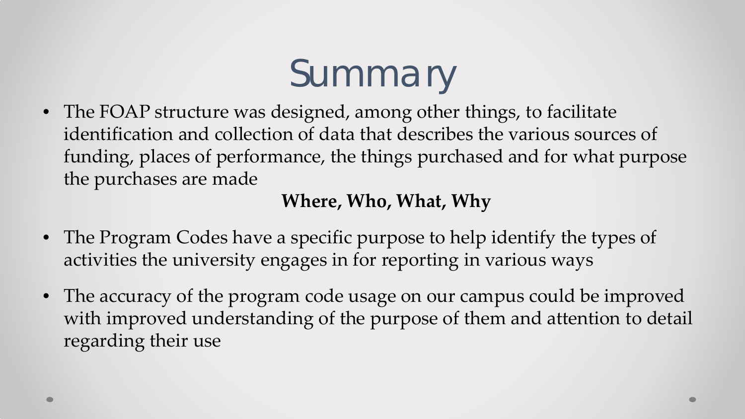# Summary

- The FOAP structure was designed, among other things, to facilitate identification and collection of data that describes the various sources of funding, places of performance, the things purchased and for what purpose the purchases are made

  **Where, Who, What, Why**

- The Program Codes have a specific purpose to help identify the types of activities the university engages in for reporting in various ways
- The accuracy of the program code usage on our campus could be improved with improved understanding of the purpose of them and attention to detail regarding their use